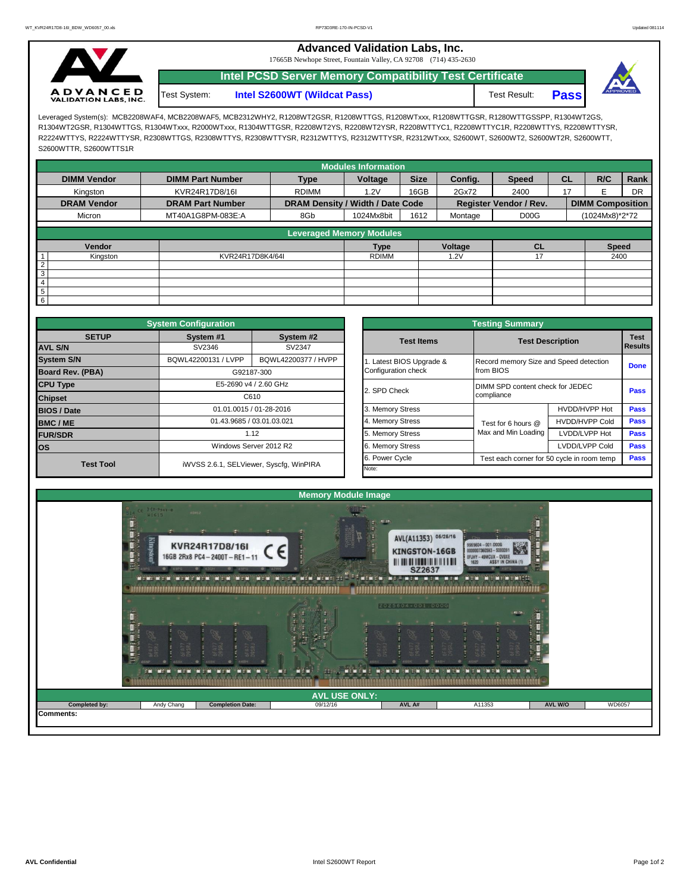# Advanced Validation Labs, Inc.

17665B Newhope Street, Fountain Valley, CA 92708 (714) 435-2630

## Intel PCSD Server Memory Compatibility Test Certificate

Test System: **Intel S2600WT (Wildcat Pass)** Test Result: **Pass**

Leveraged System(s): MCB2208WAF4, MCB2208WAF5, MCB2312WHY2, R1208WT2GSR, R1208WTTGS, R1208WTxxx, R1208WTTGSR, R1280WTTGSSPP, R1304WT2GS, R1304WT2GSR, R1304WTTGS, R1304WTxxx, R2000WTxxx, R1304WTTGSR, R2208WT2YS, R2208WT2YSR, R2208WTTYC1, R2208WTTYC1R, R2208WTTYS, R2208WTTYSR, R2224WTTYS, R2224WTTYSR, R2308WTTGS, R2308WTTYS, R2308WTTYSR, R2312WTTYS, R2312WTTYSR, R2312WTxxx, S2600WT, S2600WT2, S2600WT2R, S2600WTT, S2600WTTR, S2600WTTS1R

### Modules Information

| DIMM Vendor | DIMM Part Number | Type | Voltage | Size | Config. | Speed | CL | R/C | Rank |
|---|---|---|---|---|---|---|---|---|---|
| Kingston | KVR24R17D8/16I | RDIMM | 1.2V | 16GB | 2Gx72 | 2400 | 17 | E | DR |
| **DRAM Vendor** | **DRAM Part Number** | **DRAM Density / Width / Date Code** | | | | **Register Vendor / Rev.** | | **DIMM Composition** | |
| Micron | MT40A1G8PM-083E:A | 8Gb | 1024Mx8bit | 1612 | Montage | D00G | | (1024Mx8)*2*72 | |

### Leveraged Memory Modules

| | Vendor | | Type | Voltage | CL | Speed |
|---|---|---|---|---|---|---|
| 1 | Kingston | KVR24R17D8K4/64I | RDIMM | 1.2V | 17 | 2400 |
| 2 | | | | | | |
| 3 | | | | | | |
| 4 | | | | | | |
| 5 | | | | | | |
| 6 | | | | | | |

### System Configuration

| SETUP | System #1 | System #2 |
|---|---|---|
| AVL S/N | SV2346 | SV2347 |
| System S/N | BQWL42200131 / LVPP | BQWL42200377 / HVPP |
| Board Rev. (PBA) | G92187-300 | |
| CPU Type | E5-2690 v4 / 2.60 GHz | |
| Chipset | C610 | |
| BIOS / Date | 01.01.0015 / 01-28-2016 | |
| BMC / ME | 01.43.9685 / 03.01.03.021 | |
| FUR/SDR | 1.12 | |
| OS | Windows Server 2012 R2 | |
| Test Tool | iWVSS 2.6.1, SELViewer, Syscfg, WinPIRA | |

### Testing Summary

| Test Items | Test Description | | Test Results |
|---|---|---|---|
| 1. Latest BIOS Upgrade & Configuration check | Record memory Size and Speed detection from BIOS | | Done |
| 2. SPD Check | DIMM SPD content check for JEDEC compliance | | Pass |
| 3. Memory Stress | Test for 6 hours @ Max and Min Loading | HVDD/HVPP Hot | Pass |
| 4. Memory Stress | | HVDD/HVPP Cold | Pass |
| 5. Memory Stress | | LVDD/LVPP Hot | Pass |
| 6. Memory Stress | | LVDD/LVPP Cold | Pass |
| 6. Power Cycle | Test each corner for 50 cycle in room temp | | Pass |

Note:

### Memory Module Image

### AVL USE ONLY:

| Completed by: | Andy Chang | Completion Date: | 09/12/16 | AVL A# | A11353 | AVL W/O | WD6057 |
|---|---|---|---|---|---|---|---|

Comments: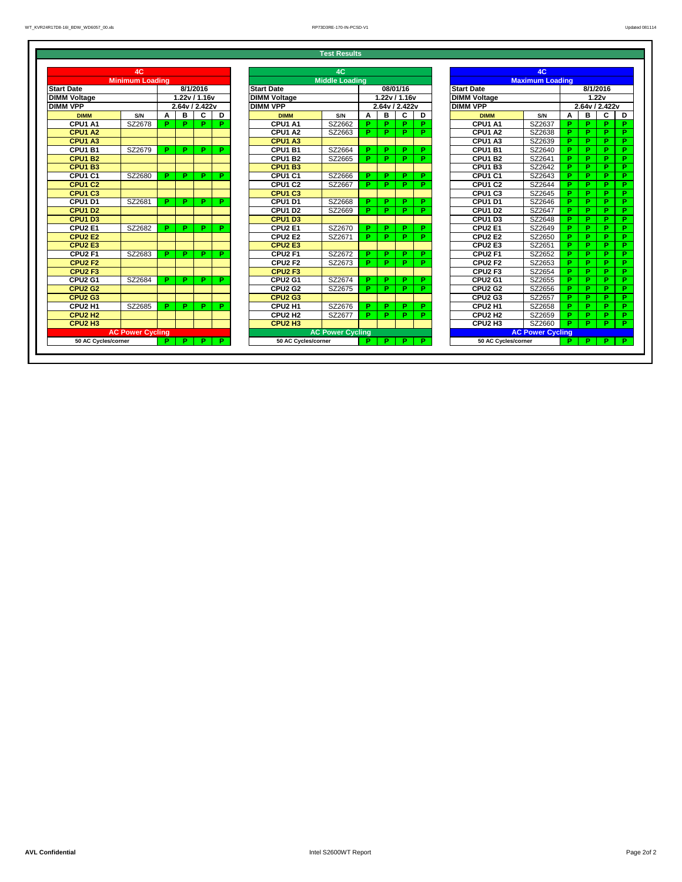## Test Results

### 4C Minimum Loading

| Start Date | | 8/1/2016 | | | |
|---|---|---|---|---|---|
| DIMM Voltage | | 1.22v / 1.16v | | | |
| DIMM VPP | | 2.64v / 2.422v | | | |
| DIMM | S/N | A | B | C | D |
| CPU1 A1 | SZ2678 | P | P | P | P |
| CPU1 A2 | | | | | |
| CPU1 A3 | | | | | |
| CPU1 B1 | SZ2679 | P | P | P | P |
| CPU1 B2 | | | | | |
| CPU1 B3 | | | | | |
| CPU1 C1 | SZ2680 | P | P | P | P |
| CPU1 C2 | | | | | |
| CPU1 C3 | | | | | |
| CPU1 D1 | SZ2681 | P | P | P | P |
| CPU1 D2 | | | | | |
| CPU1 D3 | | | | | |
| CPU2 E1 | SZ2682 | P | P | P | P |
| CPU2 E2 | | | | | |
| CPU2 E3 | | | | | |
| CPU2 F1 | SZ2683 | P | P | P | P |
| CPU2 F2 | | | | | |
| CPU2 F3 | | | | | |
| CPU2 G1 | SZ2684 | P | P | P | P |
| CPU2 G2 | | | | | |
| CPU2 G3 | | | | | |
| CPU2 H1 | SZ2685 | P | P | P | P |
| CPU2 H2 | | | | | |
| CPU2 H3 | | | | | |
| AC Power Cycling | | | | | |
| 50 AC Cycles/corner | | P | P | P | P |

### 4C Middle Loading

| Start Date | | 08/01/16 | | | |
|---|---|---|---|---|---|
| DIMM Voltage | | 1.22v / 1.16v | | | |
| DIMM VPP | | 2.64v / 2.422v | | | |
| DIMM | S/N | A | B | C | D |
| CPU1 A1 | SZ2662 | P | P | P | P |
| CPU1 A2 | SZ2663 | P | P | P | P |
| CPU1 A3 | | | | | |
| CPU1 B1 | SZ2664 | P | P | P | P |
| CPU1 B2 | SZ2665 | P | P | P | P |
| CPU1 B3 | | | | | |
| CPU1 C1 | SZ2666 | P | P | P | P |
| CPU1 C2 | SZ2667 | P | P | P | P |
| CPU1 C3 | | | | | |
| CPU1 D1 | SZ2668 | P | P | P | P |
| CPU1 D2 | SZ2669 | P | P | P | P |
| CPU1 D3 | | | | | |
| CPU2 E1 | SZ2670 | P | P | P | P |
| CPU2 E2 | SZ2671 | P | P | P | P |
| CPU2 E3 | | | | | |
| CPU2 F1 | SZ2672 | P | P | P | P |
| CPU2 F2 | SZ2673 | P | P | P | P |
| CPU2 F3 | | | | | |
| CPU2 G1 | SZ2674 | P | P | P | P |
| CPU2 G2 | SZ2675 | P | P | P | P |
| CPU2 G3 | | | | | |
| CPU2 H1 | SZ2676 | P | P | P | P |
| CPU2 H2 | SZ2677 | P | P | P | P |
| CPU2 H3 | | | | | |
| AC Power Cycling | | | | | |
| 50 AC Cycles/corner | | P | P | P | P |

### 4C Maximum Loading

| Start Date | | 8/1/2016 | | | |
|---|---|---|---|---|---|
| DIMM Voltage | | 1.22v | | | |
| DIMM VPP | | 2.64v / 2.422v | | | |
| DIMM | S/N | A | B | C | D |
| CPU1 A1 | SZ2637 | P | P | P | P |
| CPU1 A2 | SZ2638 | P | P | P | P |
| CPU1 A3 | SZ2639 | P | P | P | P |
| CPU1 B1 | SZ2640 | P | P | P | P |
| CPU1 B2 | SZ2641 | P | P | P | P |
| CPU1 B3 | SZ2642 | P | P | P | P |
| CPU1 C1 | SZ2643 | P | P | P | P |
| CPU1 C2 | SZ2644 | P | P | P | P |
| CPU1 C3 | SZ2645 | P | P | P | P |
| CPU1 D1 | SZ2646 | P | P | P | P |
| CPU1 D2 | SZ2647 | P | P | P | P |
| CPU1 D3 | SZ2648 | P | P | P | P |
| CPU2 E1 | SZ2649 | P | P | P | P |
| CPU2 E2 | SZ2650 | P | P | P | P |
| CPU2 E3 | SZ2651 | P | P | P | P |
| CPU2 F1 | SZ2652 | P | P | P | P |
| CPU2 F2 | SZ2653 | P | P | P | P |
| CPU2 F3 | SZ2654 | P | P | P | P |
| CPU2 G1 | SZ2655 | P | P | P | P |
| CPU2 G2 | SZ2656 | P | P | P | P |
| CPU2 G3 | SZ2657 | P | P | P | P |
| CPU2 H1 | SZ2658 | P | P | P | P |
| CPU2 H2 | SZ2659 | P | P | P | P |
| CPU2 H3 | SZ2660 | P | P | P | P |
| AC Power Cycling | | | | | |
| 50 AC Cycles/corner | | P | P | P | P |